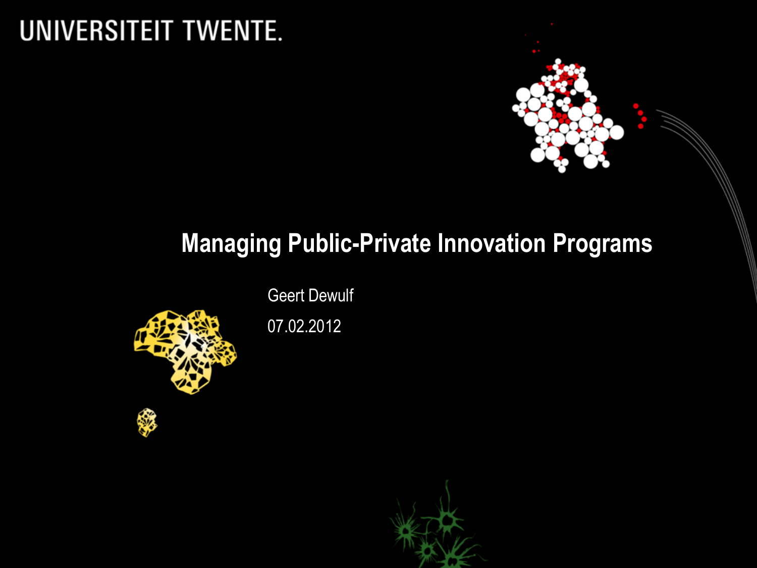UNIVERSITEIT TWENTE.

# Managing Public-Private Innovation Programs

Geert Dewulf

07.02.2012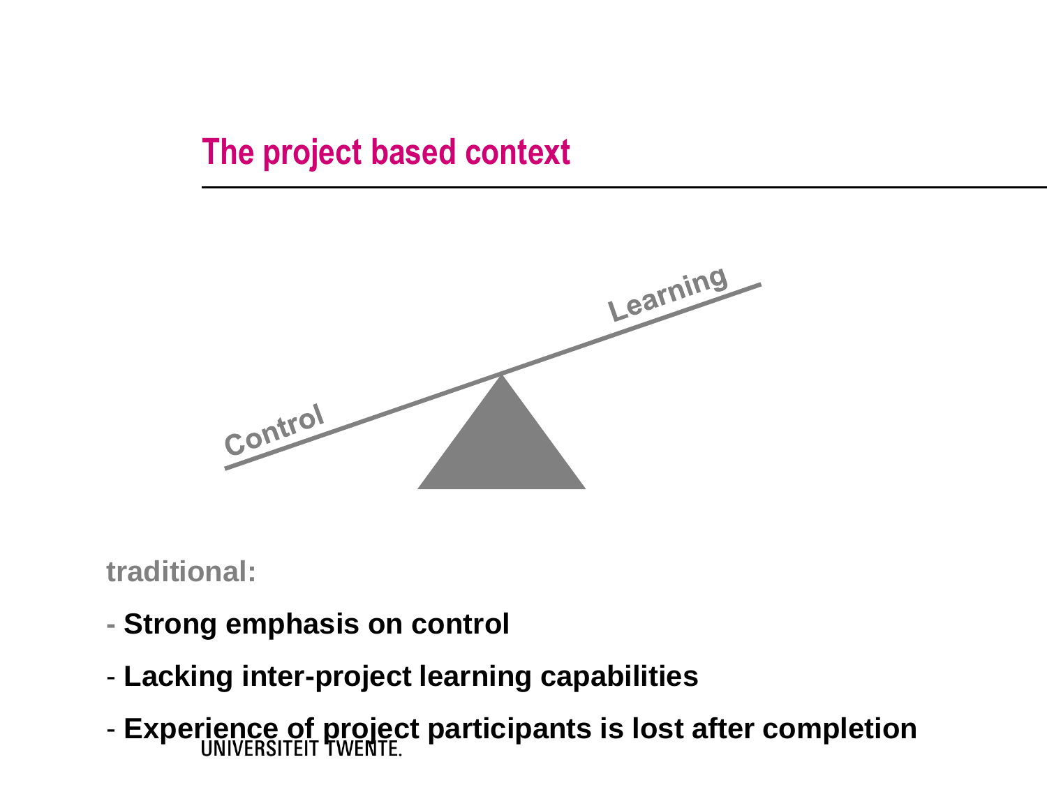## The project based context

Control

Learning

**traditional:**

- **Strong emphasis on control**
- **Lacking inter-project learning capabilities**
- **Experience of project participants is lost after completion**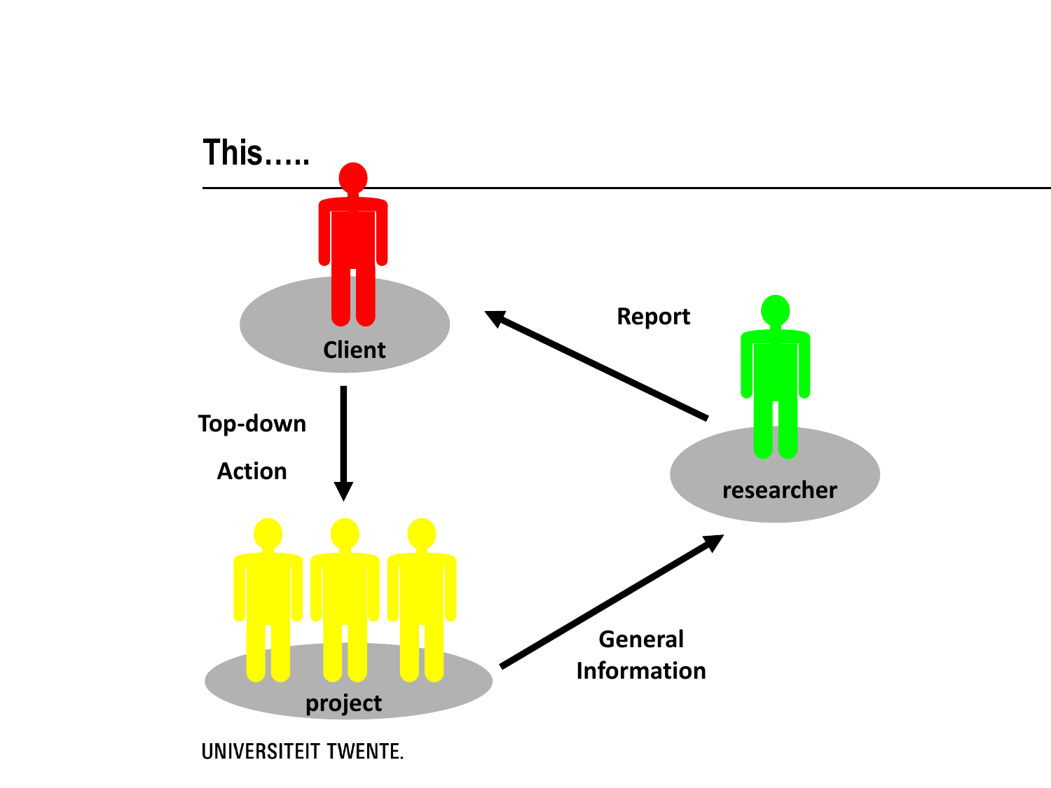# This.....

Client

Top-down

Action

project

General Information

researcher

Report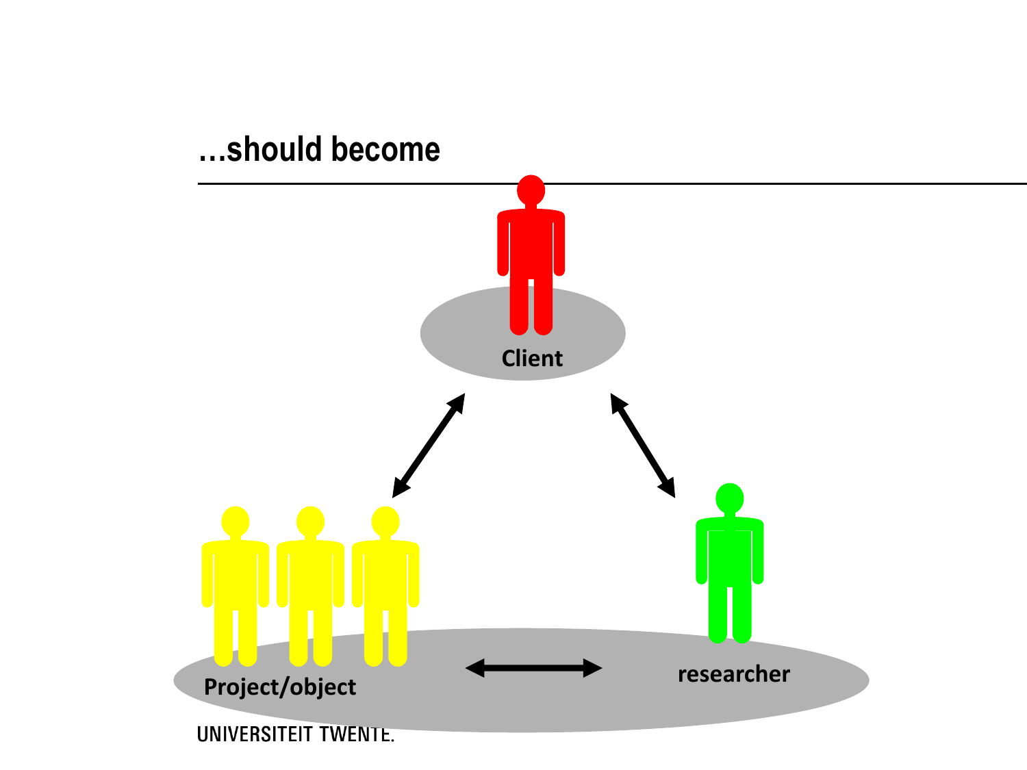# …should become

Client

Project/object

researcher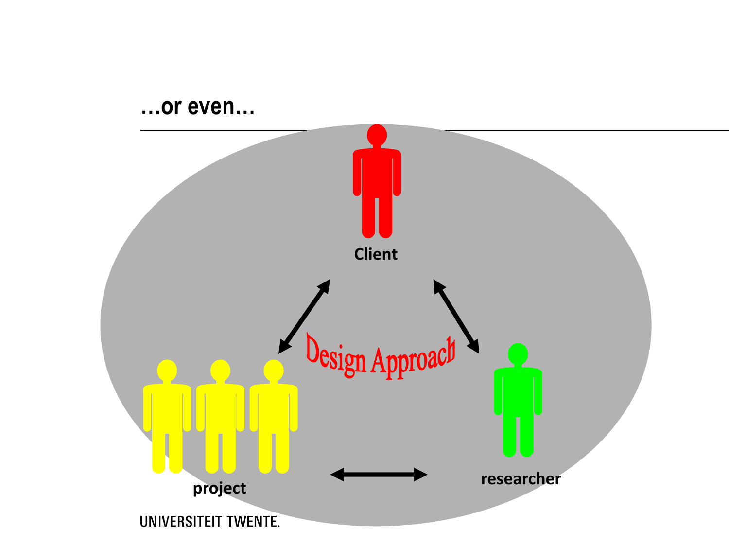## …or even…

Client

Design Approach

project

researcher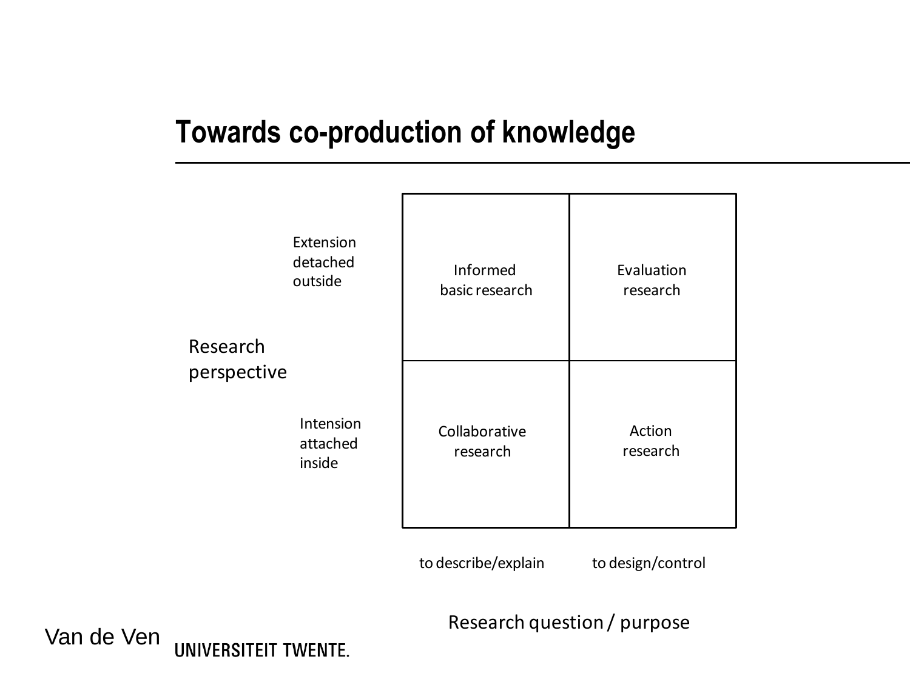# Towards co-production of knowledge

| Research perspective | | to describe/explain | to design/control |
|---|---|---|---|
| | Extension detached outside | Informed basic research | Evaluation research |
| | Intension attached inside | Collaborative research | Action research |

Research question / purpose

Van de Ven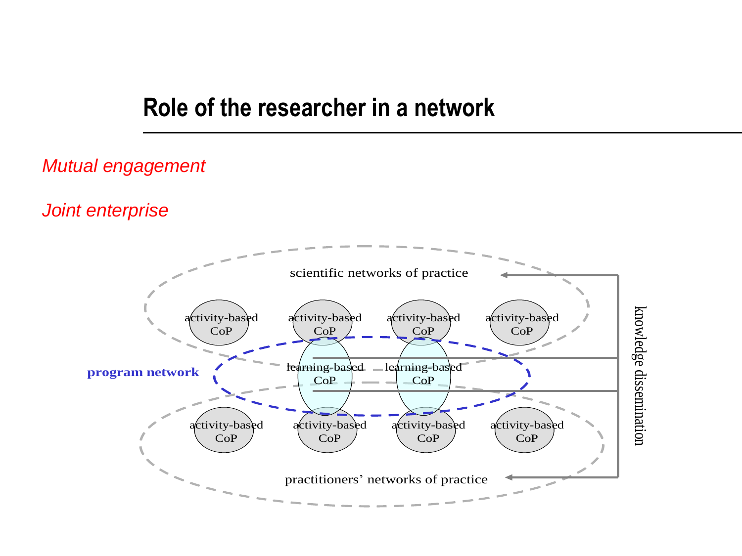# Role of the researcher in a network

*Mutual engagement*

*Joint enterprise*

scientific networks of practice

activity-based CoP | activity-based CoP | activity-based CoP | activity-based CoP

**program network**

learning-based CoP | learning-based CoP

activity-based CoP | activity-based CoP | activity-based CoP | activity-based CoP

practitioners' networks of practice

knowledge dissemination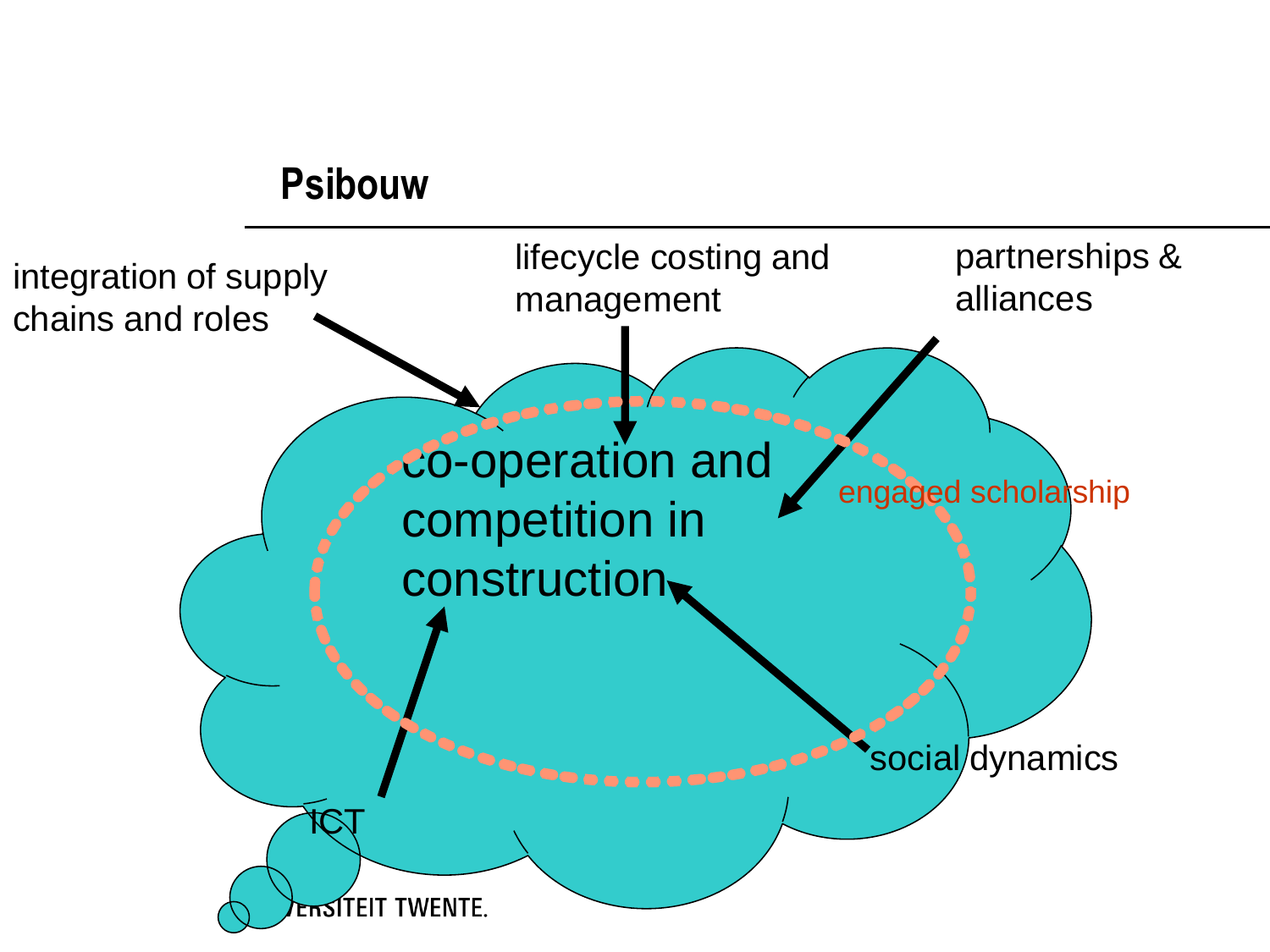## Psibouw

integration of supply chains and roles

lifecycle costing and management

partnerships & alliances

co-operation and competition in construction

engaged scholarship

ICT

social dynamics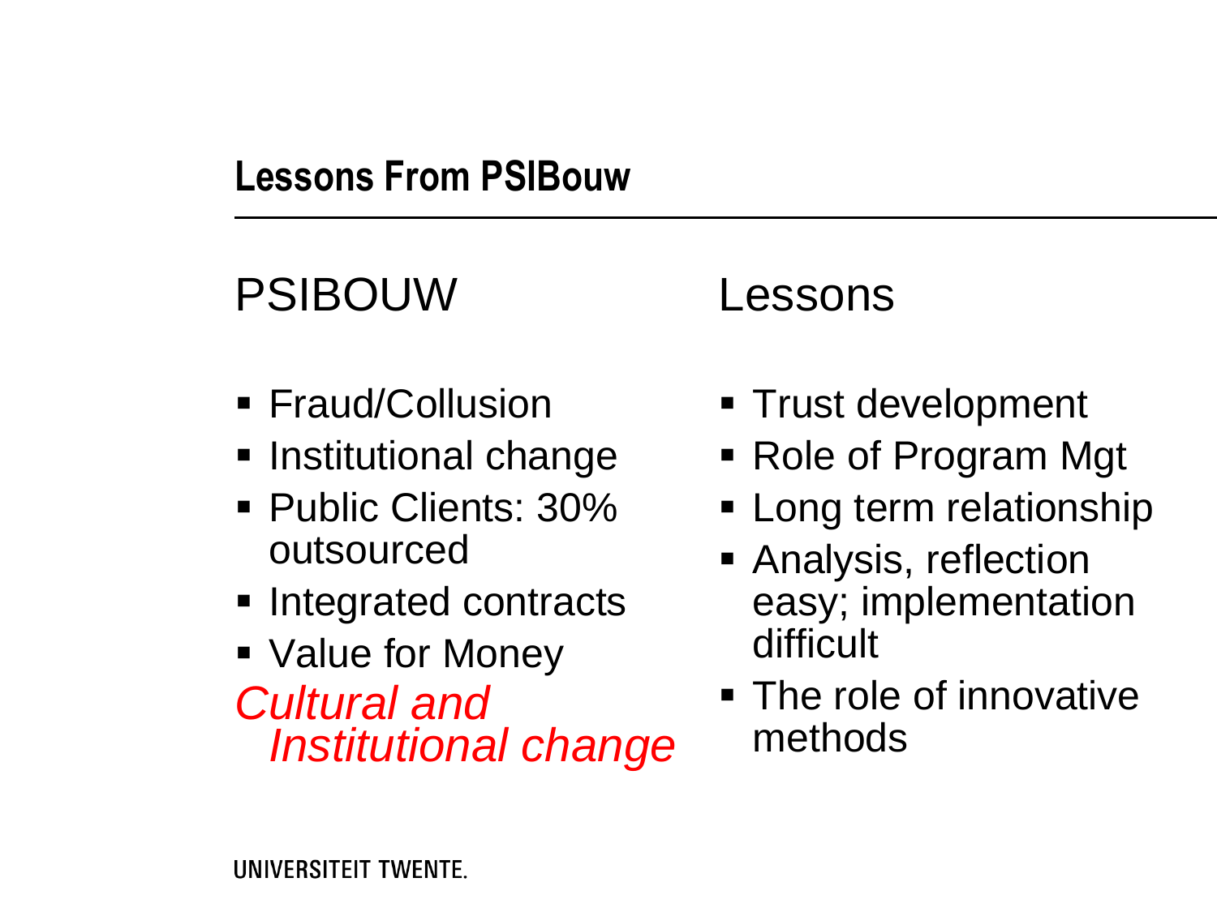## Lessons From PSIBouw

### PSIBOUW

- Fraud/Collusion
- Institutional change
- Public Clients: 30% outsourced
- Integrated contracts
- Value for Money

*Cultural and Institutional change*

### Lessons

- Trust development
- Role of Program Mgt
- Long term relationship
- Analysis, reflection easy; implementation difficult
- The role of innovative methods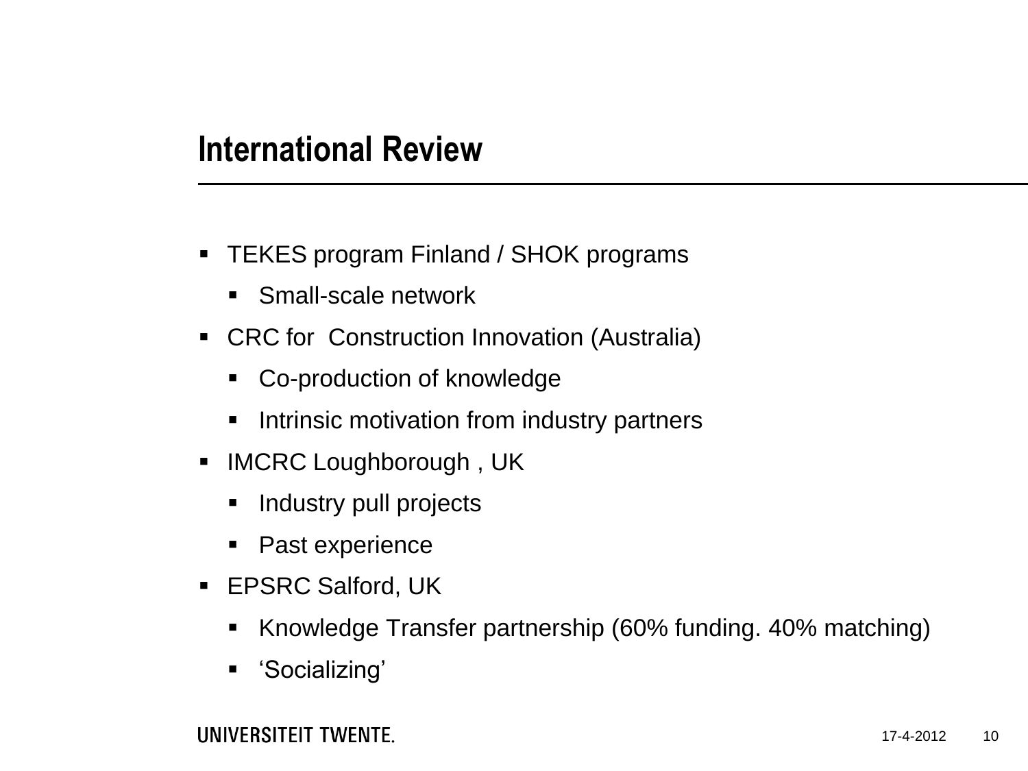## International Review

- TEKES program Finland / SHOK programs
  - Small-scale network
- CRC for  Construction Innovation (Australia)
  - Co-production of knowledge
  - Intrinsic motivation from industry partners
- IMCRC Loughborough , UK
  - Industry pull projects
  - Past experience
- EPSRC Salford, UK
  - Knowledge Transfer partnership (60% funding. 40% matching)
  - 'Socializing'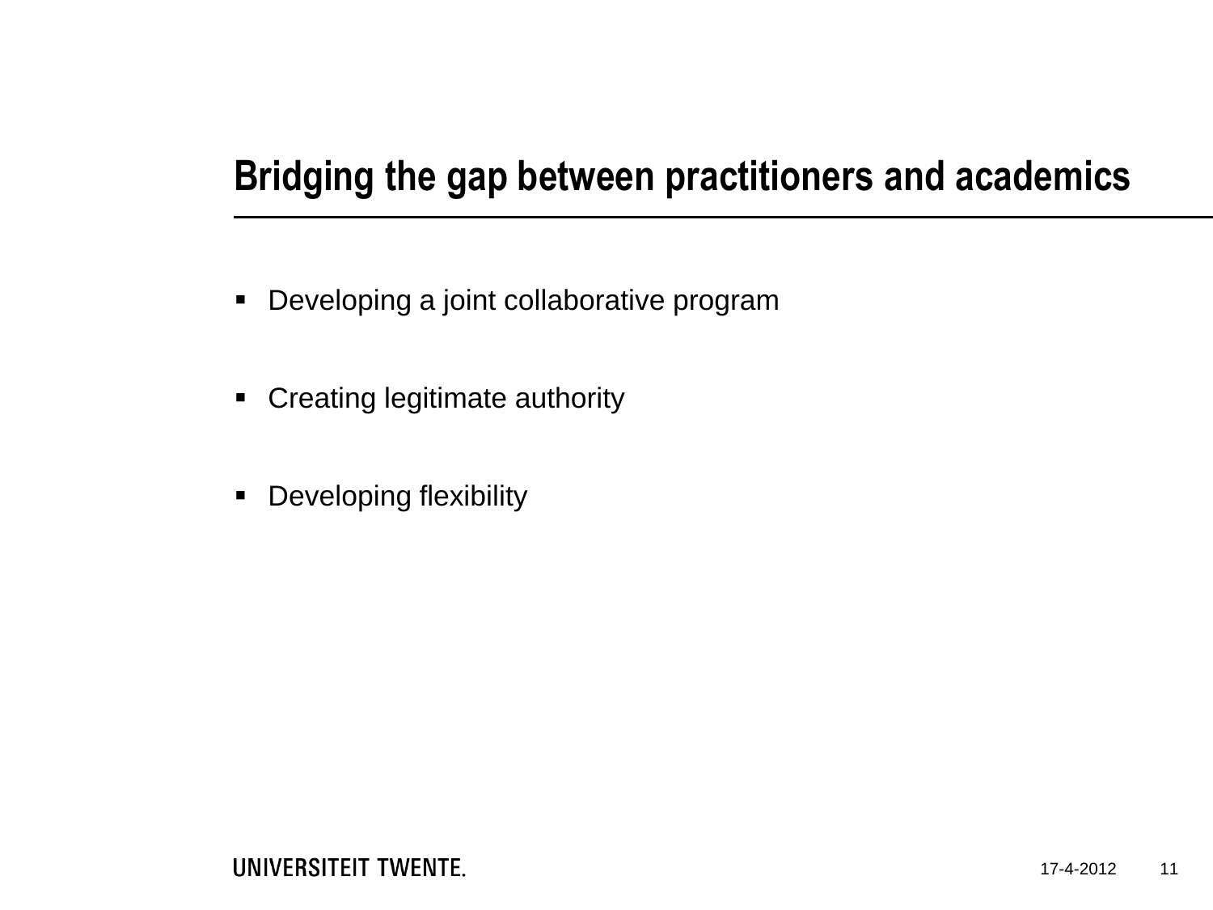## Bridging the gap between practitioners and academics

- Developing a joint collaborative program
- Creating legitimate authority
- Developing flexibility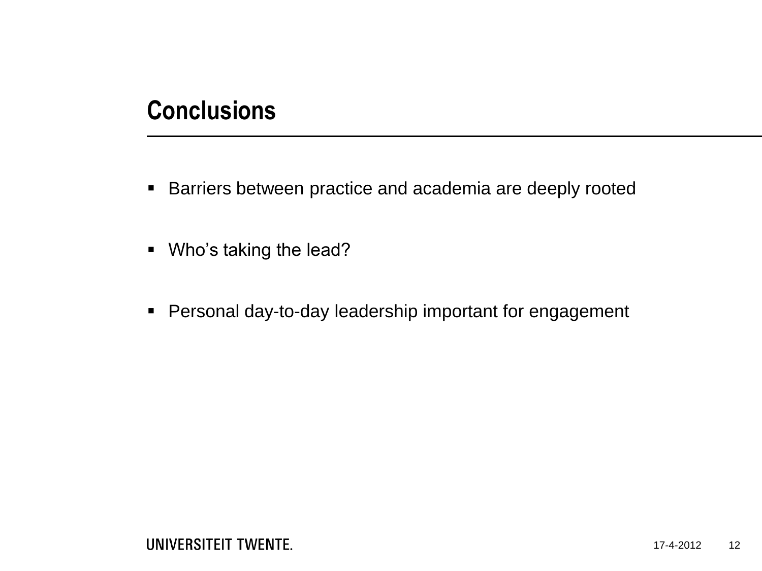# Conclusions

- Barriers between practice and academia are deeply rooted
- Who's taking the lead?
- Personal day-to-day leadership important for engagement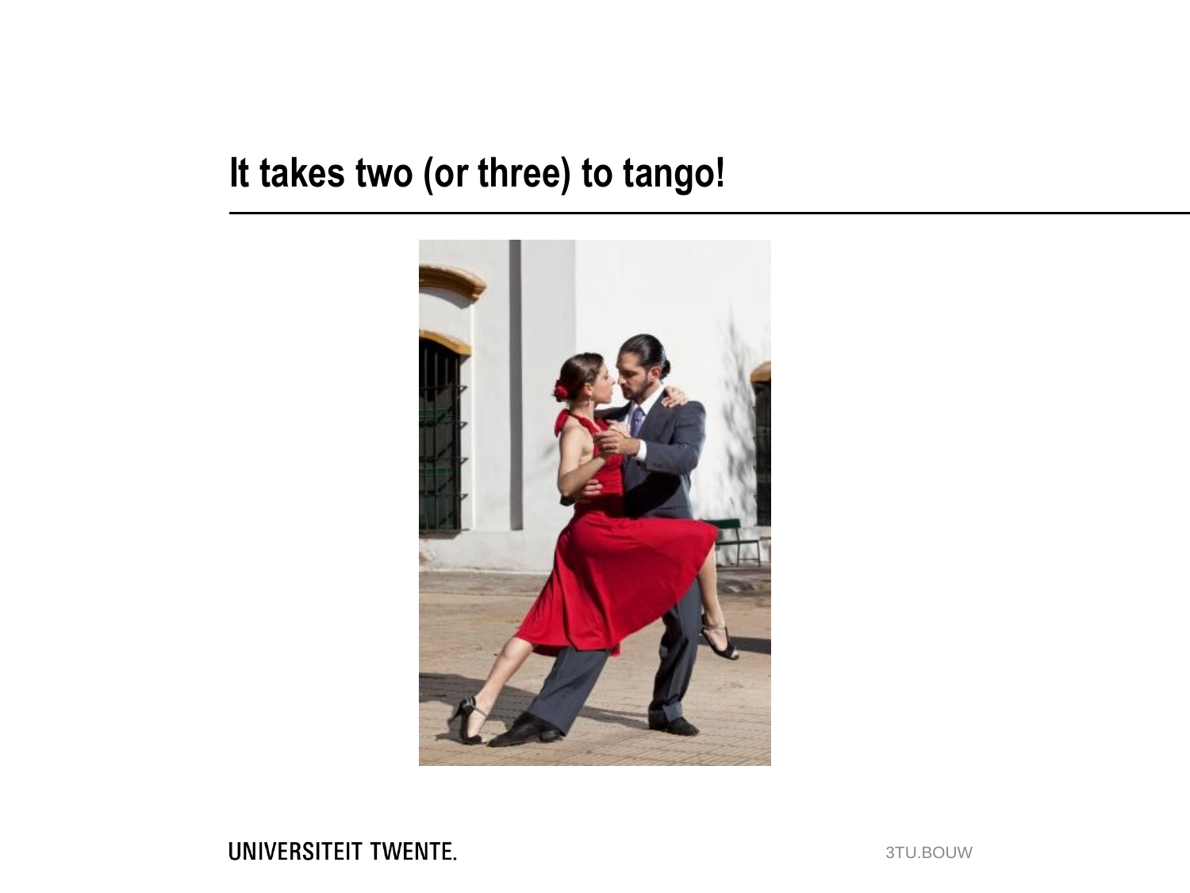# It takes two (or three) to tango!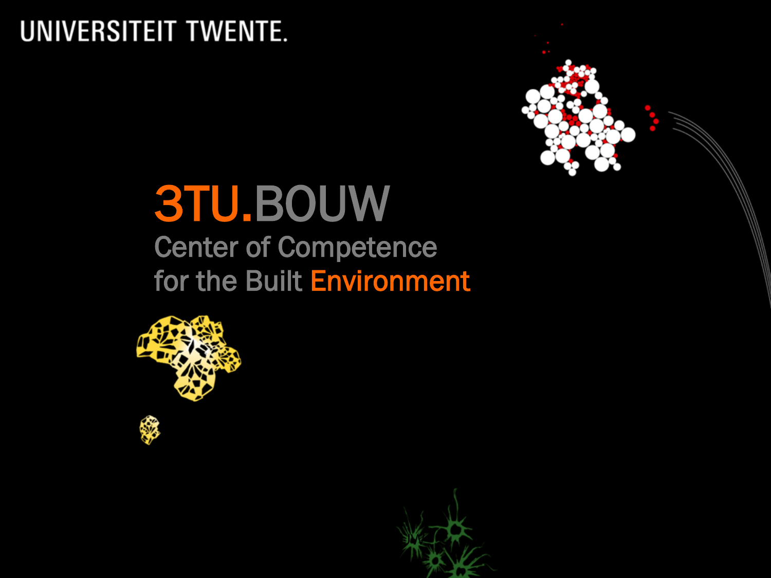UNIVERSITEIT TWENTE.

# 3TU.BOUW

Center of Competence
for the Built Environment